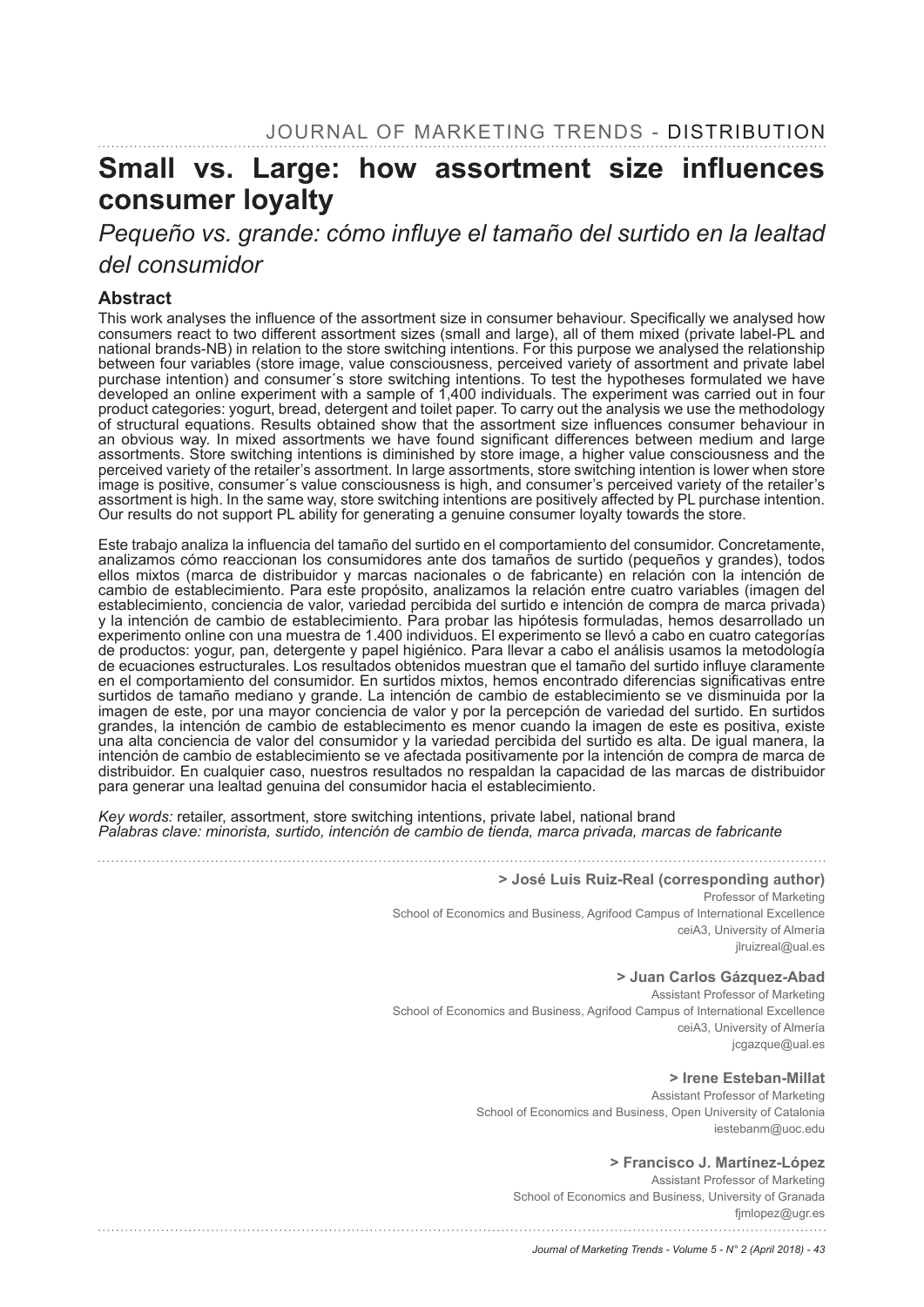JOURNAL OF MARKETING TRENDS - DISTRIBUTION

# Small vs. Large: how assortment size influences consumer loyalty

## *Pequeño vs. grande: cómo influye el tamaño del surtido en la lealtad del consumidor*

### Abstract

This work analyses the influence of the assortment size in consumer behaviour. Specifically we analysed how consumers react to two different assortment sizes (small and large), all of them mixed (private label-PL and national brands-NB) in relation to the store switching intentions. For this purpose we analysed the relationship between four variables (store image, value consciousness, perceived variety of assortment and private label purchase intention) and consumer´s store switching intentions. To test the hypotheses formulated we have developed an online experiment with a sample of 1,400 individuals. The experiment was carried out in four product categories: yogurt, bread, detergent and toilet paper. To carry out the analysis we use the methodology of structural equations. Results obtained show that the assortment size influences consumer behaviour in an obvious way. In mixed assortments we have found significant differences between medium and large assortments. Store switching intentions is diminished by store image, a higher value consciousness and the perceived variety of the retailer's assortment. In large assortments, store switching intention is lower when store image is positive, consumer´s value consciousness is high, and consumer's perceived variety of the retailer's assortment is high. In the same way, store switching intentions are positively affected by PL purchase intention. Our results do not support PL ability for generating a genuine consumer loyalty towards the store.

Este trabajo analiza la influencia del tamaño del surtido en el comportamiento del consumidor. Concretamente, analizamos cómo reaccionan los consumidores ante dos tamaños de surtido (pequeños y grandes), todos ellos mixtos (marca de distribuidor y marcas nacionales o de fabricante) en relación con la intención de cambio de establecimiento. Para este propósito, analizamos la relación entre cuatro variables (imagen del establecimiento, conciencia de valor, variedad percibida del surtido e intención de compra de marca privada) y la intención de cambio de establecimiento. Para probar las hipótesis formuladas, hemos desarrollado un experimento online con una muestra de 1.400 individuos. El experimento se llevó a cabo en cuatro categorías de productos: yogur, pan, detergente y papel higiénico. Para llevar a cabo el análisis usamos la metodología de ecuaciones estructurales. Los resultados obtenidos muestran que el tamaño del surtido influye claramente en el comportamiento del consumidor. En surtidos mixtos, hemos encontrado diferencias significativas entre surtidos de tamaño mediano y grande. La intención de cambio de establecimiento se ve disminuida por la imagen de este, por una mayor conciencia de valor y por la percepción de variedad del surtido. En surtidos grandes, la intención de cambio de establecimento es menor cuando la imagen de este es positiva, existe una alta conciencia de valor del consumidor y la variedad percibida del surtido es alta. De igual manera, la intención de cambio de establecimiento se ve afectada positivamente por la intención de compra de marca de distribuidor. En cualquier caso, nuestros resultados no respaldan la capacidad de las marcas de distribuidor para generar una lealtad genuina del consumidor hacia el establecimiento.

*Key words:* retailer, assortment, store switching intentions, private label, national brand
*Palabras clave: minorista, surtido, intención de cambio de tienda, marca privada, marcas de fabricante*

**> José Luis Ruiz-Real (corresponding author)**
Professor of Marketing
School of Economics and Business, Agrifood Campus of International Excellence
ceiA3, University of Almería
jlruizreal@ual.es

**> Juan Carlos Gázquez-Abad**
Assistant Professor of Marketing
School of Economics and Business, Agrifood Campus of International Excellence
ceiA3, University of Almería
jcgazque@ual.es

**> Irene Esteban-Millat**
Assistant Professor of Marketing
School of Economics and Business, Open University of Catalonia
iestebanm@uoc.edu

**> Francisco J. Martínez-López**
Assistant Professor of Marketing
School of Economics and Business, University of Granada
fjmlopez@ugr.es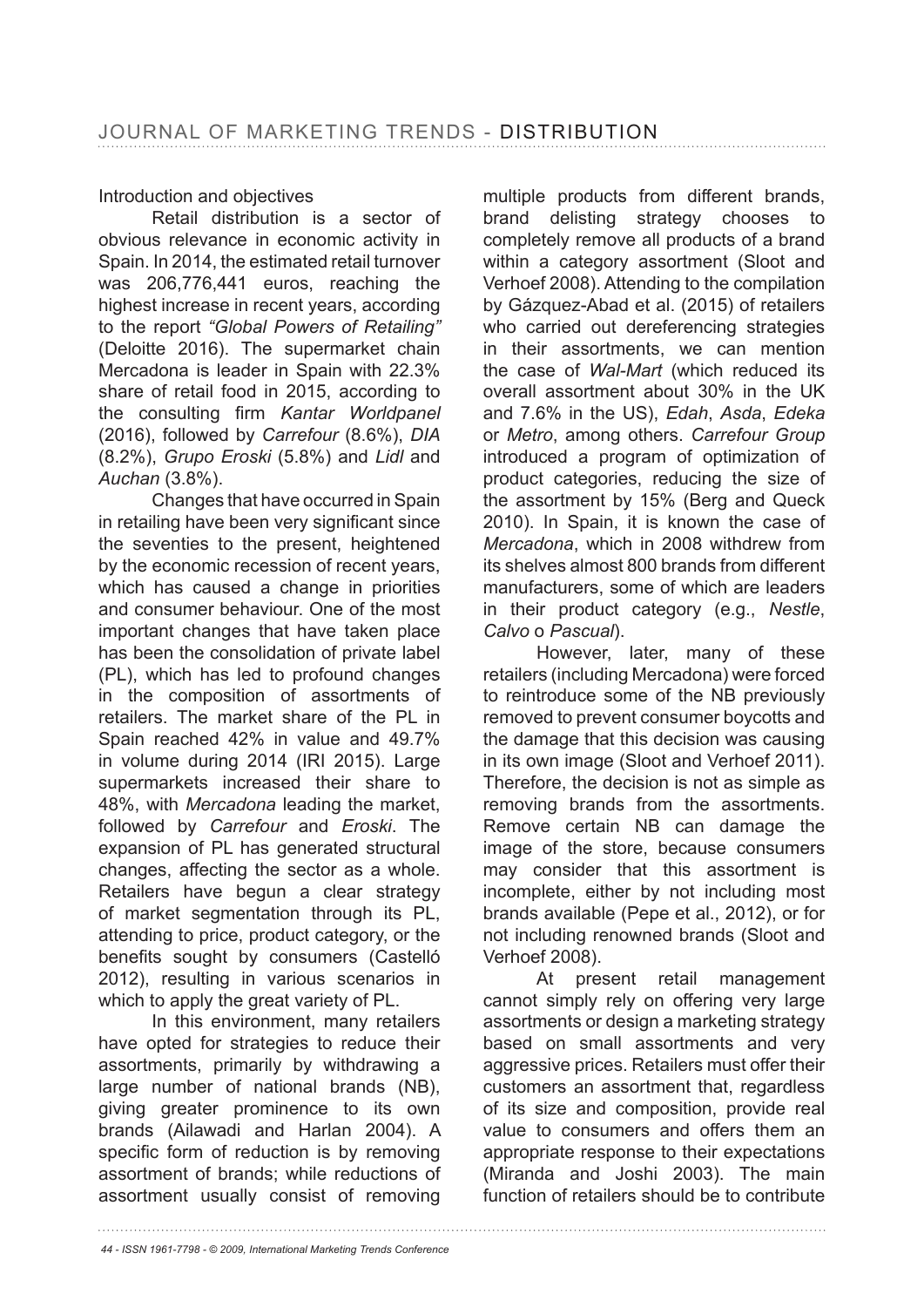## Introduction and objectives

Retail distribution is a sector of obvious relevance in economic activity in Spain. In 2014, the estimated retail turnover was 206,776,441 euros, reaching the highest increase in recent years, according to the report *"Global Powers of Retailing"* (Deloitte 2016). The supermarket chain Mercadona is leader in Spain with 22.3% share of retail food in 2015, according to the consulting firm *Kantar Worldpanel* (2016), followed by *Carrefour* (8.6%), *DIA* (8.2%), *Grupo Eroski* (5.8%) and *Lidl* and *Auchan* (3.8%).

Changes that have occurred in Spain in retailing have been very significant since the seventies to the present, heightened by the economic recession of recent years, which has caused a change in priorities and consumer behaviour. One of the most important changes that have taken place has been the consolidation of private label (PL), which has led to profound changes in the composition of assortments of retailers. The market share of the PL in Spain reached 42% in value and 49.7% in volume during 2014 (IRI 2015). Large supermarkets increased their share to 48%, with *Mercadona* leading the market, followed by *Carrefour* and *Eroski*. The expansion of PL has generated structural changes, affecting the sector as a whole. Retailers have begun a clear strategy of market segmentation through its PL, attending to price, product category, or the benefits sought by consumers (Castelló 2012), resulting in various scenarios in which to apply the great variety of PL.

In this environment, many retailers have opted for strategies to reduce their assortments, primarily by withdrawing a large number of national brands (NB), giving greater prominence to its own brands (Ailawadi and Harlan 2004). A specific form of reduction is by removing assortment of brands; while reductions of assortment usually consist of removing multiple products from different brands, brand delisting strategy chooses to completely remove all products of a brand within a category assortment (Sloot and Verhoef 2008). Attending to the compilation by Gázquez-Abad et al. (2015) of retailers who carried out dereferencing strategies in their assortments, we can mention the case of *Wal-Mart* (which reduced its overall assortment about 30% in the UK and 7.6% in the US), *Edah*, *Asda*, *Edeka* or *Metro*, among others. *Carrefour Group* introduced a program of optimization of product categories, reducing the size of the assortment by 15% (Berg and Queck 2010). In Spain, it is known the case of *Mercadona*, which in 2008 withdrew from its shelves almost 800 brands from different manufacturers, some of which are leaders in their product category (e.g., *Nestle*, *Calvo* o *Pascual*).

However, later, many of these retailers (including Mercadona) were forced to reintroduce some of the NB previously removed to prevent consumer boycotts and the damage that this decision was causing in its own image (Sloot and Verhoef 2011). Therefore, the decision is not as simple as removing brands from the assortments. Remove certain NB can damage the image of the store, because consumers may consider that this assortment is incomplete, either by not including most brands available (Pepe et al., 2012), or for not including renowned brands (Sloot and Verhoef 2008).

At present retail management cannot simply rely on offering very large assortments or design a marketing strategy based on small assortments and very aggressive prices. Retailers must offer their customers an assortment that, regardless of its size and composition, provide real value to consumers and offers them an appropriate response to their expectations (Miranda and Joshi 2003). The main function of retailers should be to contribute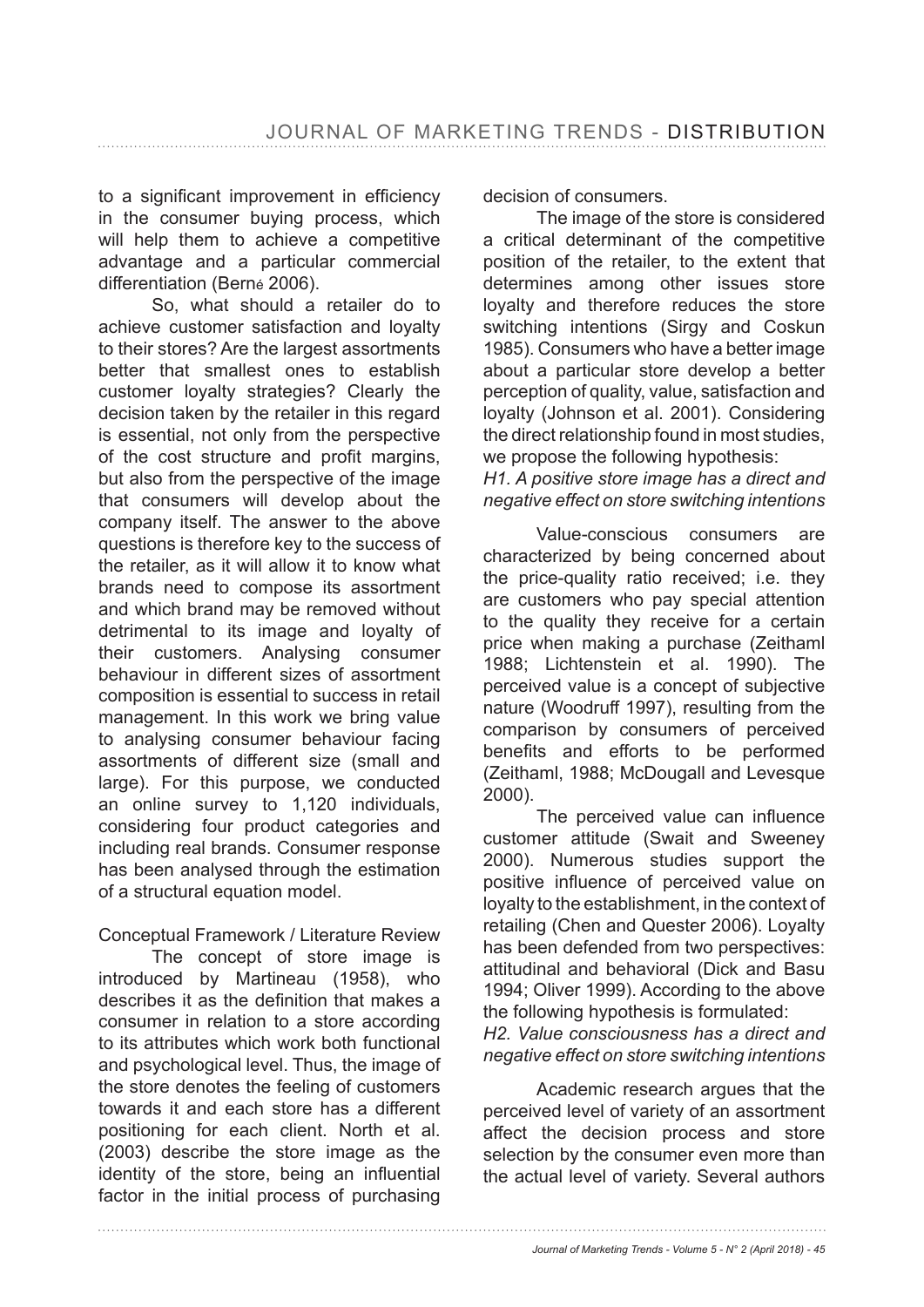to a significant improvement in efficiency in the consumer buying process, which will help them to achieve a competitive advantage and a particular commercial differentiation (Berné 2006).

So, what should a retailer do to achieve customer satisfaction and loyalty to their stores? Are the largest assortments better that smallest ones to establish customer loyalty strategies? Clearly the decision taken by the retailer in this regard is essential, not only from the perspective of the cost structure and profit margins, but also from the perspective of the image that consumers will develop about the company itself. The answer to the above questions is therefore key to the success of the retailer, as it will allow it to know what brands need to compose its assortment and which brand may be removed without detrimental to its image and loyalty of their customers. Analysing consumer behaviour in different sizes of assortment composition is essential to success in retail management. In this work we bring value to analysing consumer behaviour facing assortments of different size (small and large). For this purpose, we conducted an online survey to 1,120 individuals, considering four product categories and including real brands. Consumer response has been analysed through the estimation of a structural equation model.

## Conceptual Framework / Literature Review

The concept of store image is introduced by Martineau (1958), who describes it as the definition that makes a consumer in relation to a store according to its attributes which work both functional and psychological level. Thus, the image of the store denotes the feeling of customers towards it and each store has a different positioning for each client. North et al. (2003) describe the store image as the identity of the store, being an influential factor in the initial process of purchasing decision of consumers.

The image of the store is considered a critical determinant of the competitive position of the retailer, to the extent that determines among other issues store loyalty and therefore reduces the store switching intentions (Sirgy and Coskun 1985). Consumers who have a better image about a particular store develop a better perception of quality, value, satisfaction and loyalty (Johnson et al. 2001). Considering the direct relationship found in most studies, we propose the following hypothesis:

*H1. A positive store image has a direct and negative effect on store switching intentions*

Value-conscious consumers are characterized by being concerned about the price-quality ratio received; i.e. they are customers who pay special attention to the quality they receive for a certain price when making a purchase (Zeithaml 1988; Lichtenstein et al. 1990). The perceived value is a concept of subjective nature (Woodruff 1997), resulting from the comparison by consumers of perceived benefits and efforts to be performed (Zeithaml, 1988; McDougall and Levesque 2000).

The perceived value can influence customer attitude (Swait and Sweeney 2000). Numerous studies support the positive influence of perceived value on loyalty to the establishment, in the context of retailing (Chen and Quester 2006). Loyalty has been defended from two perspectives: attitudinal and behavioral (Dick and Basu 1994; Oliver 1999). According to the above the following hypothesis is formulated:

*H2. Value consciousness has a direct and negative effect on store switching intentions*

Academic research argues that the perceived level of variety of an assortment affect the decision process and store selection by the consumer even more than the actual level of variety. Several authors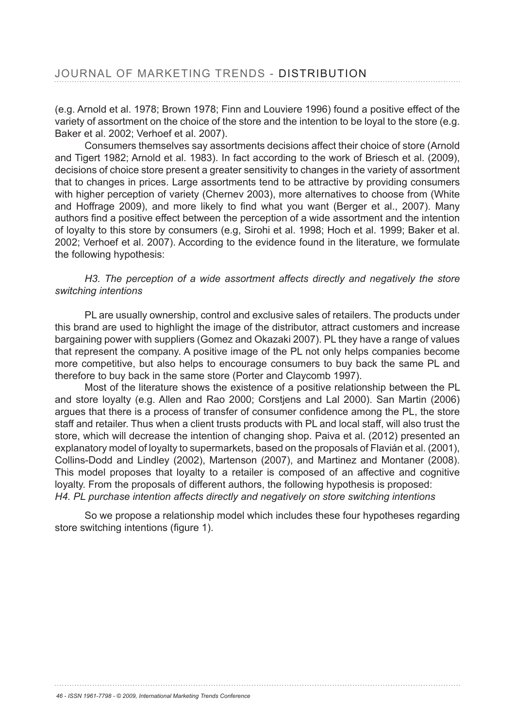(e.g. Arnold et al. 1978; Brown 1978; Finn and Louviere 1996) found a positive effect of the variety of assortment on the choice of the store and the intention to be loyal to the store (e.g. Baker et al. 2002; Verhoef et al. 2007).

Consumers themselves say assortments decisions affect their choice of store (Arnold and Tigert 1982; Arnold et al. 1983). In fact according to the work of Briesch et al. (2009), decisions of choice store present a greater sensitivity to changes in the variety of assortment that to changes in prices. Large assortments tend to be attractive by providing consumers with higher perception of variety (Chernev 2003), more alternatives to choose from (White and Hoffrage 2009), and more likely to find what you want (Berger et al., 2007). Many authors find a positive effect between the perception of a wide assortment and the intention of loyalty to this store by consumers (e.g, Sirohi et al. 1998; Hoch et al. 1999; Baker et al. 2002; Verhoef et al. 2007). According to the evidence found in the literature, we formulate the following hypothesis:

*H3. The perception of a wide assortment affects directly and negatively the store switching intentions*

PL are usually ownership, control and exclusive sales of retailers. The products under this brand are used to highlight the image of the distributor, attract customers and increase bargaining power with suppliers (Gomez and Okazaki 2007). PL they have a range of values that represent the company. A positive image of the PL not only helps companies become more competitive, but also helps to encourage consumers to buy back the same PL and therefore to buy back in the same store (Porter and Claycomb 1997).

Most of the literature shows the existence of a positive relationship between the PL and store loyalty (e.g. Allen and Rao 2000; Corstjens and Lal 2000). San Martin (2006) argues that there is a process of transfer of consumer confidence among the PL, the store staff and retailer. Thus when a client trusts products with PL and local staff, will also trust the store, which will decrease the intention of changing shop. Paiva et al. (2012) presented an explanatory model of loyalty to supermarkets, based on the proposals of Flavián et al. (2001), Collins-Dodd and Lindley (2002), Martenson (2007), and Martinez and Montaner (2008). This model proposes that loyalty to a retailer is composed of an affective and cognitive loyalty. From the proposals of different authors, the following hypothesis is proposed:

*H4. PL purchase intention affects directly and negatively on store switching intentions*

So we propose a relationship model which includes these four hypotheses regarding store switching intentions (figure 1).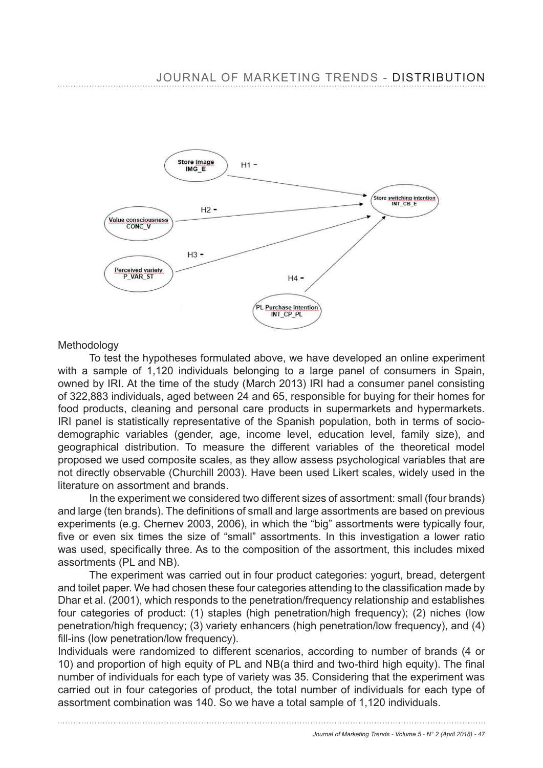Methodology

To test the hypotheses formulated above, we have developed an online experiment with a sample of 1,120 individuals belonging to a large panel of consumers in Spain, owned by IRI. At the time of the study (March 2013) IRI had a consumer panel consisting of 322,883 individuals, aged between 24 and 65, responsible for buying for their homes for food products, cleaning and personal care products in supermarkets and hypermarkets. IRI panel is statistically representative of the Spanish population, both in terms of socio-demographic variables (gender, age, income level, education level, family size), and geographical distribution. To measure the different variables of the theoretical model proposed we used composite scales, as they allow assess psychological variables that are not directly observable (Churchill 2003). Have been used Likert scales, widely used in the literature on assortment and brands.

In the experiment we considered two different sizes of assortment: small (four brands) and large (ten brands). The definitions of small and large assortments are based on previous experiments (e.g. Chernev 2003, 2006), in which the "big" assortments were typically four, five or even six times the size of "small" assortments. In this investigation a lower ratio was used, specifically three. As to the composition of the assortment, this includes mixed assortments (PL and NB).

The experiment was carried out in four product categories: yogurt, bread, detergent and toilet paper. We had chosen these four categories attending to the classification made by Dhar et al. (2001), which responds to the penetration/frequency relationship and establishes four categories of product: (1) staples (high penetration/high frequency); (2) niches (low penetration/high frequency; (3) variety enhancers (high penetration/low frequency), and (4) fill-ins (low penetration/low frequency).

Individuals were randomized to different scenarios, according to number of brands (4 or 10) and proportion of high equity of PL and NB(a third and two-third high equity). The final number of individuals for each type of variety was 35. Considering that the experiment was carried out in four categories of product, the total number of individuals for each type of assortment combination was 140. So we have a total sample of 1,120 individuals.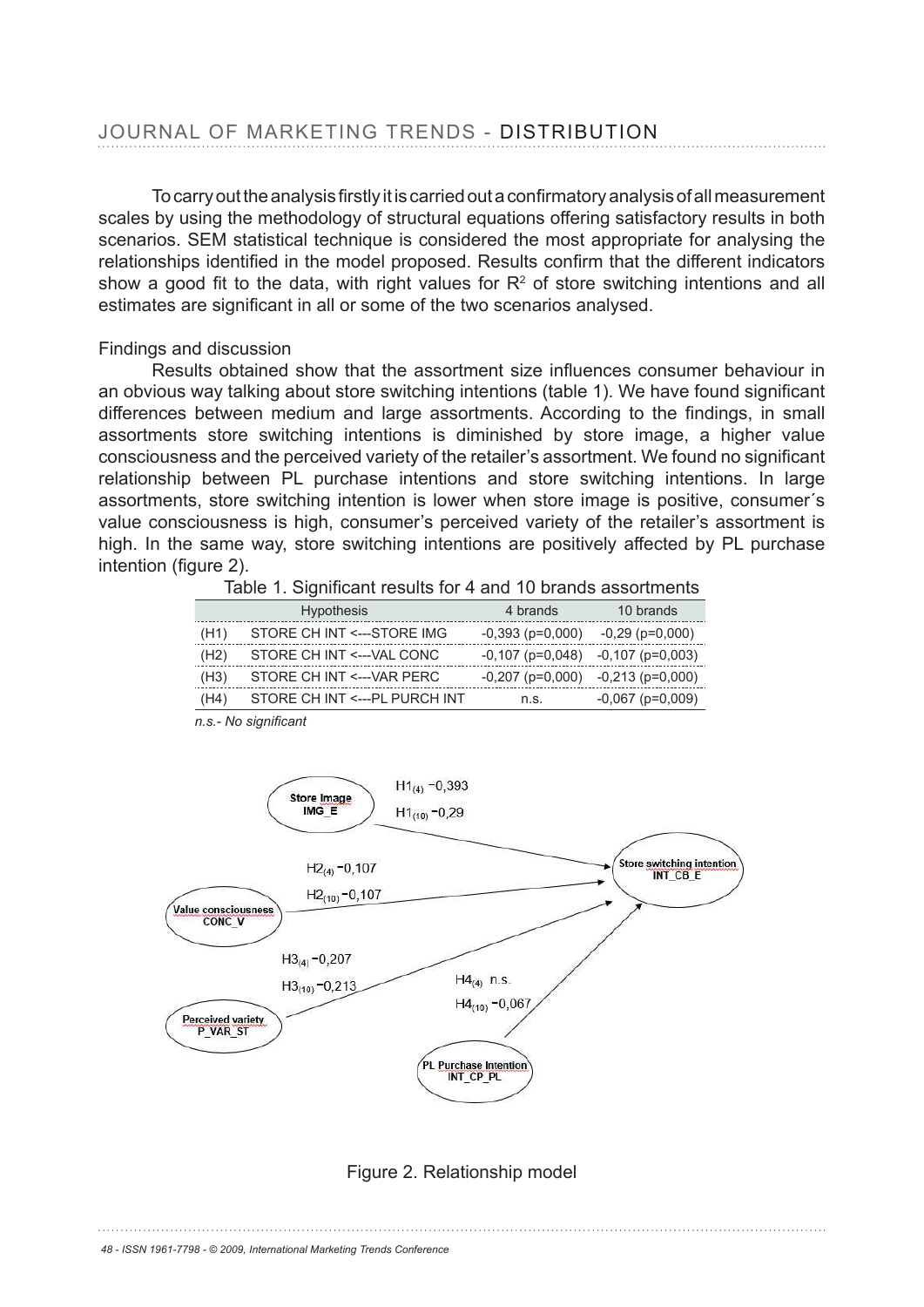To carry out the analysis firstly it is carried out a confirmatory analysis of all measurement scales by using the methodology of structural equations offering satisfactory results in both scenarios. SEM statistical technique is considered the most appropriate for analysing the relationships identified in the model proposed. Results confirm that the different indicators show a good fit to the data, with right values for $R^2$ of store switching intentions and all estimates are significant in all or some of the two scenarios analysed.

### Findings and discussion

Results obtained show that the assortment size influences consumer behaviour in an obvious way talking about store switching intentions (table 1). We have found significant differences between medium and large assortments. According to the findings, in small assortments store switching intentions is diminished by store image, a higher value consciousness and the perceived variety of the retailer's assortment. We found no significant relationship between PL purchase intentions and store switching intentions. In large assortments, store switching intention is lower when store image is positive, consumer´s value consciousness is high, consumer's perceived variety of the retailer's assortment is high. In the same way, store switching intentions are positively affected by PL purchase intention (figure 2).

Table 1. Significant results for 4 and 10 brands assortments

| | Hypothesis | 4 brands | 10 brands |
|---|---|---|---|
| (H1) | STORE CH INT <---STORE IMG | -0,393 (p=0,000) | -0,29 (p=0,000) |
| (H2) | STORE CH INT <---VAL CONC | -0,107 (p=0,048) | -0,107 (p=0,003) |
| (H3) | STORE CH INT <---VAR PERC | -0,207 (p=0,000) | -0,213 (p=0,000) |
| (H4) | STORE CH INT <---PL PURCH INT | n.s. | -0,067 (p=0,009) |

*n.s.- No significant*

Figure 2. Relationship model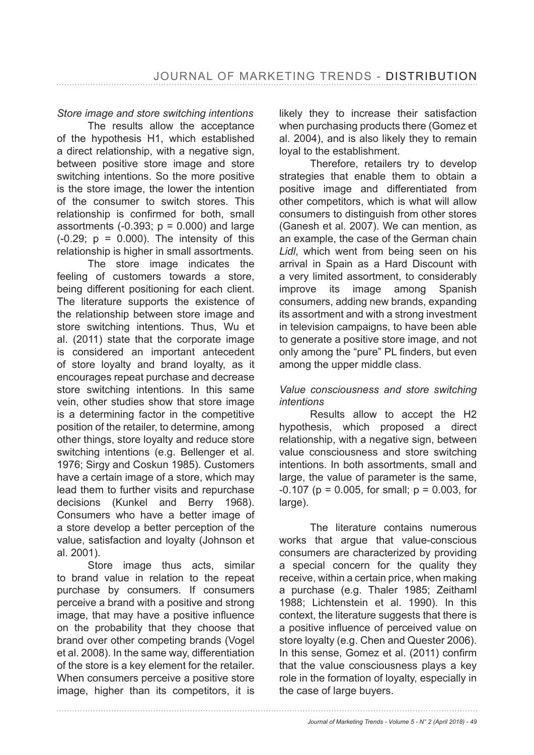*Store image and store switching intentions*

The results allow the acceptance of the hypothesis H1, which established a direct relationship, with a negative sign, between positive store image and store switching intentions. So the more positive is the store image, the lower the intention of the consumer to switch stores. This relationship is confirmed for both, small assortments (-0.393; $p = 0.000$) and large (-0.29; $p = 0.000$). The intensity of this relationship is higher in small assortments.

The store image indicates the feeling of customers towards a store, being different positioning for each client. The literature supports the existence of the relationship between store image and store switching intentions. Thus, Wu et al. (2011) state that the corporate image is considered an important antecedent of store loyalty and brand loyalty, as it encourages repeat purchase and decrease store switching intentions. In this same vein, other studies show that store image is a determining factor in the competitive position of the retailer, to determine, among other things, store loyalty and reduce store switching intentions (e.g. Bellenger et al. 1976; Sirgy and Coskun 1985). Customers have a certain image of a store, which may lead them to further visits and repurchase decisions (Kunkel and Berry 1968). Consumers who have a better image of a store develop a better perception of the value, satisfaction and loyalty (Johnson et al. 2001).

Store image thus acts, similar to brand value in relation to the repeat purchase by consumers. If consumers perceive a brand with a positive and strong image, that may have a positive influence on the probability that they choose that brand over other competing brands (Vogel et al. 2008). In the same way, differentiation of the store is a key element for the retailer. When consumers perceive a positive store image, higher than its competitors, it is likely they to increase their satisfaction when purchasing products there (Gomez et al. 2004), and is also likely they to remain loyal to the establishment.

Therefore, retailers try to develop strategies that enable them to obtain a positive image and differentiated from other competitors, which is what will allow consumers to distinguish from other stores (Ganesh et al. 2007). We can mention, as an example, the case of the German chain *Lidl*, which went from being seen on his arrival in Spain as a Hard Discount with a very limited assortment, to considerably improve its image among Spanish consumers, adding new brands, expanding its assortment and with a strong investment in television campaigns, to have been able to generate a positive store image, and not only among the "pure" PL finders, but even among the upper middle class.

*Value consciousness and store switching intentions*

Results allow to accept the H2 hypothesis, which proposed a direct relationship, with a negative sign, between value consciousness and store switching intentions. In both assortments, small and large, the value of parameter is the same, -0.107 ($p = 0.005$, for small; $p = 0.003$, for large).

The literature contains numerous works that argue that value-conscious consumers are characterized by providing a special concern for the quality they receive, within a certain price, when making a purchase (e.g. Thaler 1985; Zeithaml 1988; Lichtenstein et al. 1990). In this context, the literature suggests that there is a positive influence of perceived value on store loyalty (e.g. Chen and Quester 2006). In this sense, Gomez et al. (2011) confirm that the value consciousness plays a key role in the formation of loyalty, especially in the case of large buyers.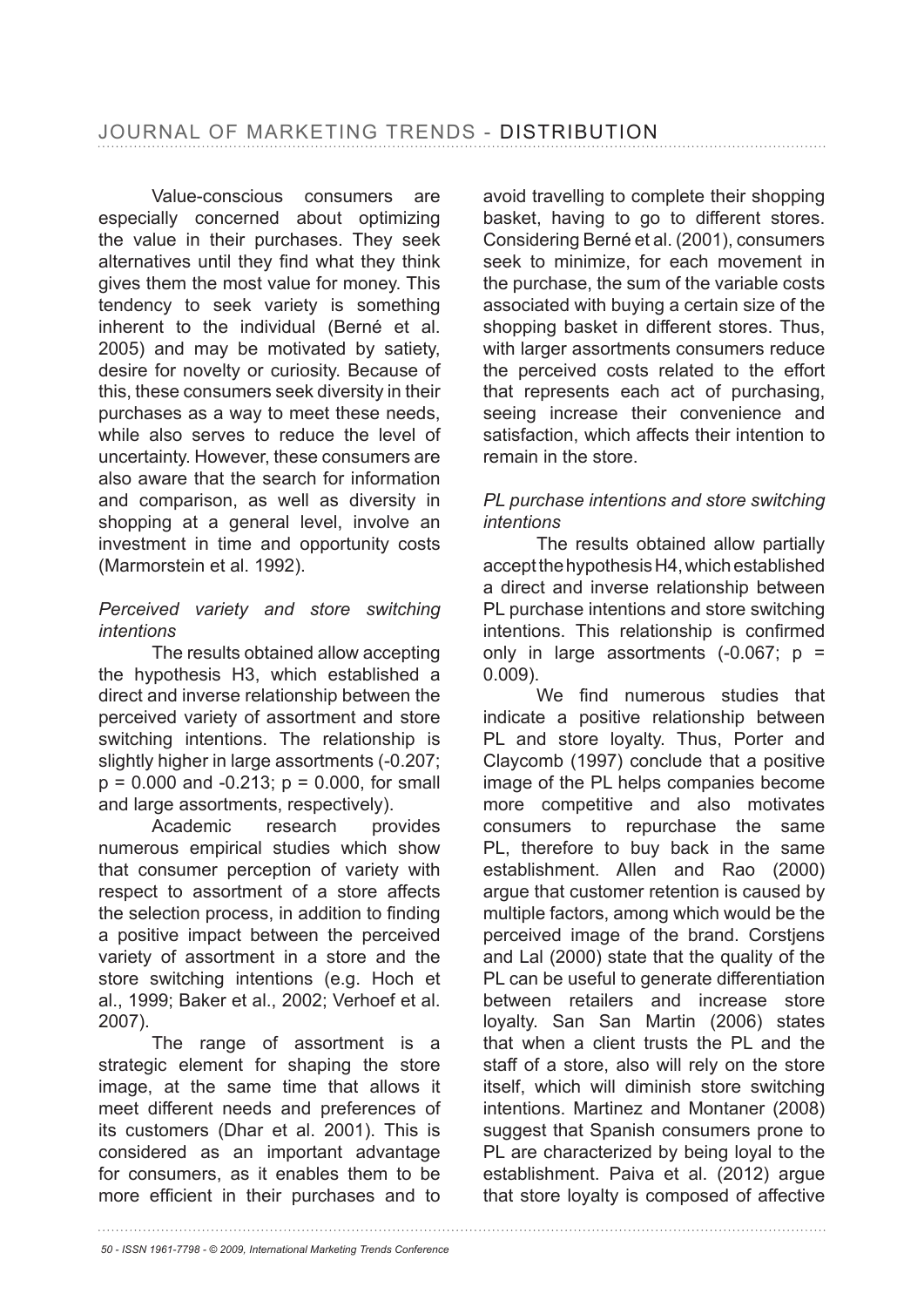Value-conscious consumers are especially concerned about optimizing the value in their purchases. They seek alternatives until they find what they think gives them the most value for money. This tendency to seek variety is something inherent to the individual (Berné et al. 2005) and may be motivated by satiety, desire for novelty or curiosity. Because of this, these consumers seek diversity in their purchases as a way to meet these needs, while also serves to reduce the level of uncertainty. However, these consumers are also aware that the search for information and comparison, as well as diversity in shopping at a general level, involve an investment in time and opportunity costs (Marmorstein et al. 1992).

*Perceived variety and store switching intentions*

The results obtained allow accepting the hypothesis H3, which established a direct and inverse relationship between the perceived variety of assortment and store switching intentions. The relationship is slightly higher in large assortments (-0.207; $p = 0.000$ and -0.213; $p = 0.000$, for small and large assortments, respectively).

Academic research provides numerous empirical studies which show that consumer perception of variety with respect to assortment of a store affects the selection process, in addition to finding a positive impact between the perceived variety of assortment in a store and the store switching intentions (e.g. Hoch et al., 1999; Baker et al., 2002; Verhoef et al. 2007).

The range of assortment is a strategic element for shaping the store image, at the same time that allows it meet different needs and preferences of its customers (Dhar et al. 2001). This is considered as an important advantage for consumers, as it enables them to be more efficient in their purchases and to avoid travelling to complete their shopping basket, having to go to different stores. Considering Berné et al. (2001), consumers seek to minimize, for each movement in the purchase, the sum of the variable costs associated with buying a certain size of the shopping basket in different stores. Thus, with larger assortments consumers reduce the perceived costs related to the effort that represents each act of purchasing, seeing increase their convenience and satisfaction, which affects their intention to remain in the store.

*PL purchase intentions and store switching intentions*

The results obtained allow partially accept the hypothesis H4, which established a direct and inverse relationship between PL purchase intentions and store switching intentions. This relationship is confirmed only in large assortments (-0.067; $p = 0.009$).

We find numerous studies that indicate a positive relationship between PL and store loyalty. Thus, Porter and Claycomb (1997) conclude that a positive image of the PL helps companies become more competitive and also motivates consumers to repurchase the same PL, therefore to buy back in the same establishment. Allen and Rao (2000) argue that customer retention is caused by multiple factors, among which would be the perceived image of the brand. Corstjens and Lal (2000) state that the quality of the PL can be useful to generate differentiation between retailers and increase store loyalty. San San Martin (2006) states that when a client trusts the PL and the staff of a store, also will rely on the store itself, which will diminish store switching intentions. Martinez and Montaner (2008) suggest that Spanish consumers prone to PL are characterized by being loyal to the establishment. Paiva et al. (2012) argue that store loyalty is composed of affective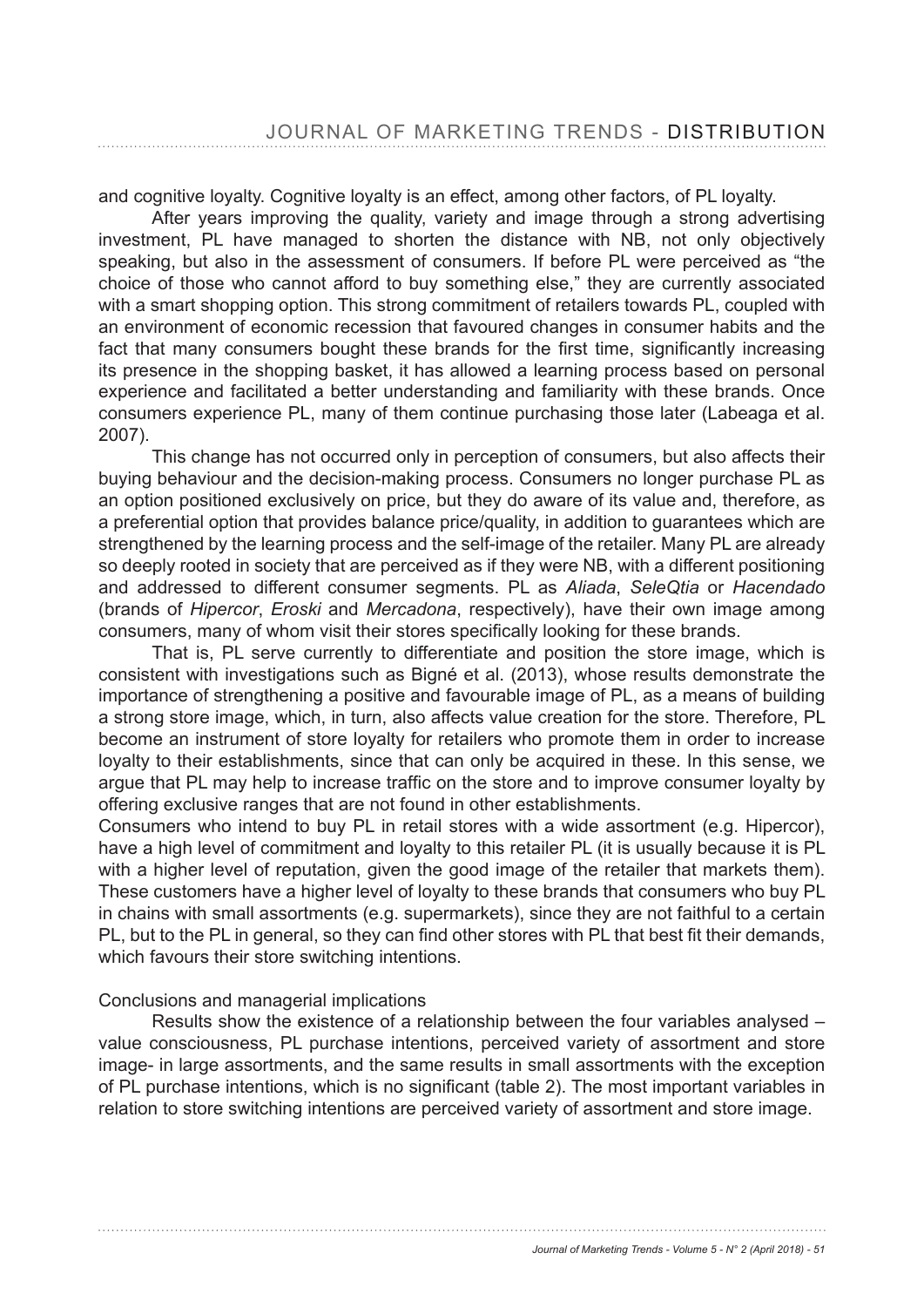and cognitive loyalty. Cognitive loyalty is an effect, among other factors, of PL loyalty.

After years improving the quality, variety and image through a strong advertising investment, PL have managed to shorten the distance with NB, not only objectively speaking, but also in the assessment of consumers. If before PL were perceived as "the choice of those who cannot afford to buy something else," they are currently associated with a smart shopping option. This strong commitment of retailers towards PL, coupled with an environment of economic recession that favoured changes in consumer habits and the fact that many consumers bought these brands for the first time, significantly increasing its presence in the shopping basket, it has allowed a learning process based on personal experience and facilitated a better understanding and familiarity with these brands. Once consumers experience PL, many of them continue purchasing those later (Labeaga et al. 2007).

This change has not occurred only in perception of consumers, but also affects their buying behaviour and the decision-making process. Consumers no longer purchase PL as an option positioned exclusively on price, but they do aware of its value and, therefore, as a preferential option that provides balance price/quality, in addition to guarantees which are strengthened by the learning process and the self-image of the retailer. Many PL are already so deeply rooted in society that are perceived as if they were NB, with a different positioning and addressed to different consumer segments. PL as *Aliada*, *SeleQtia* or *Hacendado* (brands of *Hipercor*, *Eroski* and *Mercadona*, respectively), have their own image among consumers, many of whom visit their stores specifically looking for these brands.

That is, PL serve currently to differentiate and position the store image, which is consistent with investigations such as Bigné et al. (2013), whose results demonstrate the importance of strengthening a positive and favourable image of PL, as a means of building a strong store image, which, in turn, also affects value creation for the store. Therefore, PL become an instrument of store loyalty for retailers who promote them in order to increase loyalty to their establishments, since that can only be acquired in these. In this sense, we argue that PL may help to increase traffic on the store and to improve consumer loyalty by offering exclusive ranges that are not found in other establishments.

Consumers who intend to buy PL in retail stores with a wide assortment (e.g. Hipercor), have a high level of commitment and loyalty to this retailer PL (it is usually because it is PL with a higher level of reputation, given the good image of the retailer that markets them). These customers have a higher level of loyalty to these brands that consumers who buy PL in chains with small assortments (e.g. supermarkets), since they are not faithful to a certain PL, but to the PL in general, so they can find other stores with PL that best fit their demands, which favours their store switching intentions.

## Conclusions and managerial implications

Results show the existence of a relationship between the four variables analysed – value consciousness, PL purchase intentions, perceived variety of assortment and store image- in large assortments, and the same results in small assortments with the exception of PL purchase intentions, which is no significant (table 2). The most important variables in relation to store switching intentions are perceived variety of assortment and store image.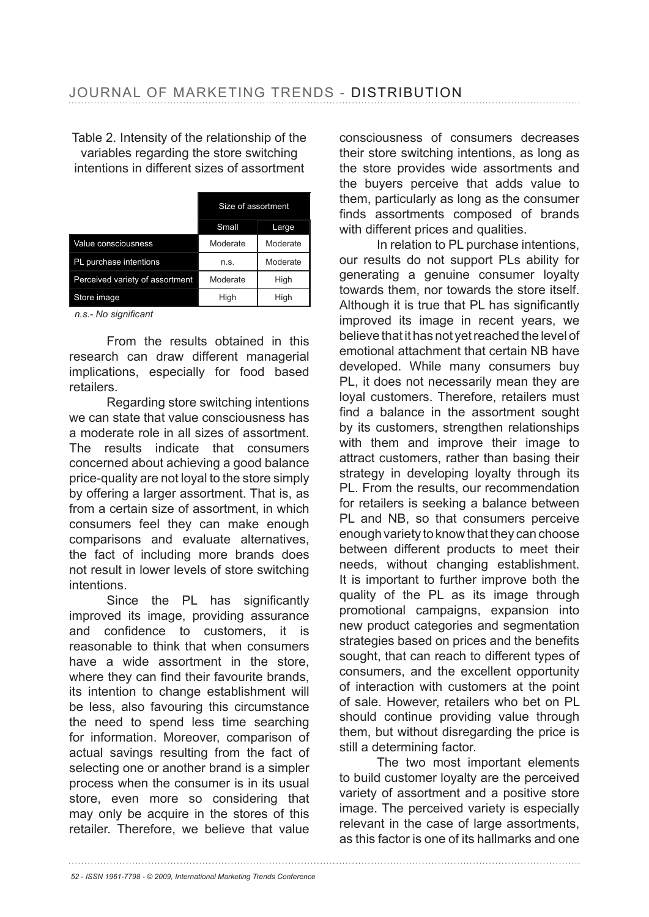Table 2. Intensity of the relationship of the variables regarding the store switching intentions in different sizes of assortment

| | Size of assortment | |
|---|---|---|
| | Small | Large |
| Value consciousness | Moderate | Moderate |
| PL purchase intentions | n.s. | Moderate |
| Perceived variety of assortment | Moderate | High |
| Store image | High | High |

*n.s.- No significant*

From the results obtained in this research can draw different managerial implications, especially for food based retailers.

Regarding store switching intentions we can state that value consciousness has a moderate role in all sizes of assortment. The results indicate that consumers concerned about achieving a good balance price-quality are not loyal to the store simply by offering a larger assortment. That is, as from a certain size of assortment, in which consumers feel they can make enough comparisons and evaluate alternatives, the fact of including more brands does not result in lower levels of store switching intentions.

Since the PL has significantly improved its image, providing assurance and confidence to customers, it is reasonable to think that when consumers have a wide assortment in the store, where they can find their favourite brands, its intention to change establishment will be less, also favouring this circumstance the need to spend less time searching for information. Moreover, comparison of actual savings resulting from the fact of selecting one or another brand is a simpler process when the consumer is in its usual store, even more so considering that may only be acquire in the stores of this retailer. Therefore, we believe that value consciousness of consumers decreases their store switching intentions, as long as the store provides wide assortments and the buyers perceive that adds value to them, particularly as long as the consumer finds assortments composed of brands with different prices and qualities.

In relation to PL purchase intentions, our results do not support PLs ability for generating a genuine consumer loyalty towards them, nor towards the store itself. Although it is true that PL has significantly improved its image in recent years, we believe that it has not yet reached the level of emotional attachment that certain NB have developed. While many consumers buy PL, it does not necessarily mean they are loyal customers. Therefore, retailers must find a balance in the assortment sought by its customers, strengthen relationships with them and improve their image to attract customers, rather than basing their strategy in developing loyalty through its PL. From the results, our recommendation for retailers is seeking a balance between PL and NB, so that consumers perceive enough variety to know that they can choose between different products to meet their needs, without changing establishment. It is important to further improve both the quality of the PL as its image through promotional campaigns, expansion into new product categories and segmentation strategies based on prices and the benefits sought, that can reach to different types of consumers, and the excellent opportunity of interaction with customers at the point of sale. However, retailers who bet on PL should continue providing value through them, but without disregarding the price is still a determining factor.

The two most important elements to build customer loyalty are the perceived variety of assortment and a positive store image. The perceived variety is especially relevant in the case of large assortments, as this factor is one of its hallmarks and one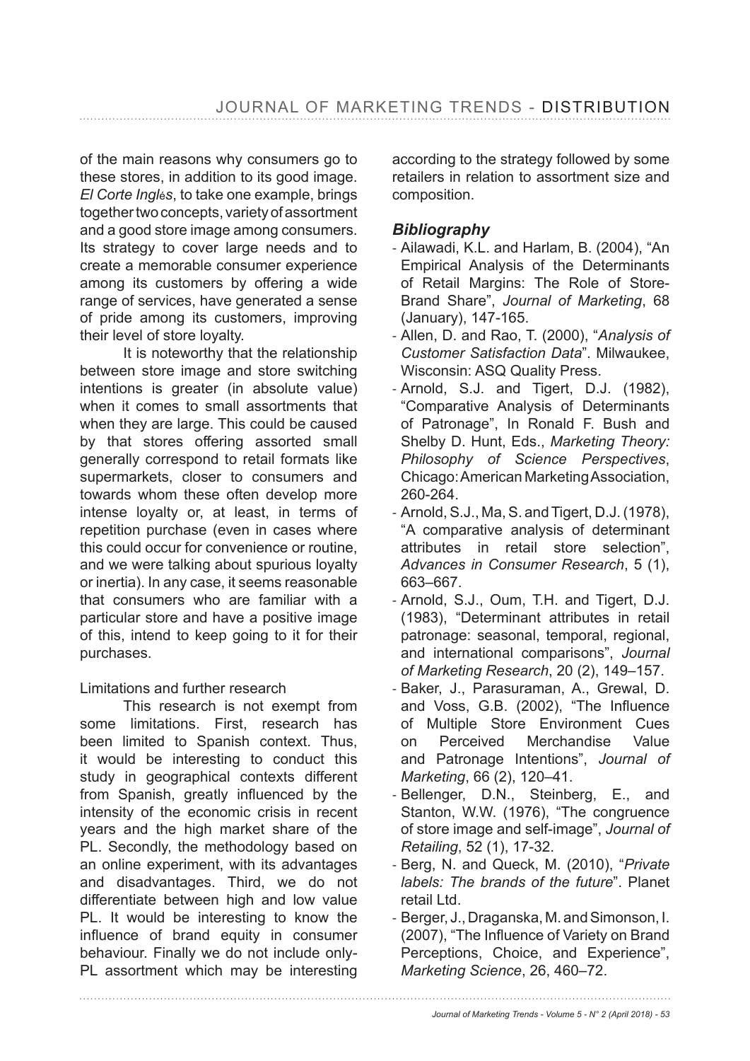of the main reasons why consumers go to these stores, in addition to its good image. *El Corte Inglés*, to take one example, brings together two concepts, variety of assortment and a good store image among consumers. Its strategy to cover large needs and to create a memorable consumer experience among its customers by offering a wide range of services, have generated a sense of pride among its customers, improving their level of store loyalty.

It is noteworthy that the relationship between store image and store switching intentions is greater (in absolute value) when it comes to small assortments that when they are large. This could be caused by that stores offering assorted small generally correspond to retail formats like supermarkets, closer to consumers and towards whom these often develop more intense loyalty or, at least, in terms of repetition purchase (even in cases where this could occur for convenience or routine, and we were talking about spurious loyalty or inertia). In any case, it seems reasonable that consumers who are familiar with a particular store and have a positive image of this, intend to keep going to it for their purchases.

Limitations and further research

This research is not exempt from some limitations. First, research has been limited to Spanish context. Thus, it would be interesting to conduct this study in geographical contexts different from Spanish, greatly influenced by the intensity of the economic crisis in recent years and the high market share of the PL. Secondly, the methodology based on an online experiment, with its advantages and disadvantages. Third, we do not differentiate between high and low value PL. It would be interesting to know the influence of brand equity in consumer behaviour. Finally we do not include only-PL assortment which may be interesting according to the strategy followed by some retailers in relation to assortment size and composition.

## *Bibliography*

- Ailawadi, K.L. and Harlam, B. (2004), "An Empirical Analysis of the Determinants of Retail Margins: The Role of Store-Brand Share", *Journal of Marketing*, 68 (January), 147-165.
- Allen, D. and Rao, T. (2000), "*Analysis of Customer Satisfaction Data*". Milwaukee, Wisconsin: ASQ Quality Press.
- Arnold, S.J. and Tigert, D.J. (1982), "Comparative Analysis of Determinants of Patronage", In Ronald F. Bush and Shelby D. Hunt, Eds., *Marketing Theory: Philosophy of Science Perspectives*, Chicago: American Marketing Association, 260-264.
- Arnold, S.J., Ma, S. and Tigert, D.J. (1978), "A comparative analysis of determinant attributes in retail store selection", *Advances in Consumer Research*, 5 (1), 663–667.
- Arnold, S.J., Oum, T.H. and Tigert, D.J. (1983), "Determinant attributes in retail patronage: seasonal, temporal, regional, and international comparisons", *Journal of Marketing Research*, 20 (2), 149–157.
- Baker, J., Parasuraman, A., Grewal, D. and Voss, G.B. (2002), "The Influence of Multiple Store Environment Cues on Perceived Merchandise Value and Patronage Intentions", *Journal of Marketing*, 66 (2), 120–41.
- Bellenger, D.N., Steinberg, E., and Stanton, W.W. (1976), "The congruence of store image and self-image", *Journal of Retailing*, 52 (1), 17-32.
- Berg, N. and Queck, M. (2010), "*Private labels: The brands of the future*". Planet retail Ltd.
- Berger, J., Draganska, M. and Simonson, I. (2007), "The Influence of Variety on Brand Perceptions, Choice, and Experience", *Marketing Science*, 26, 460–72.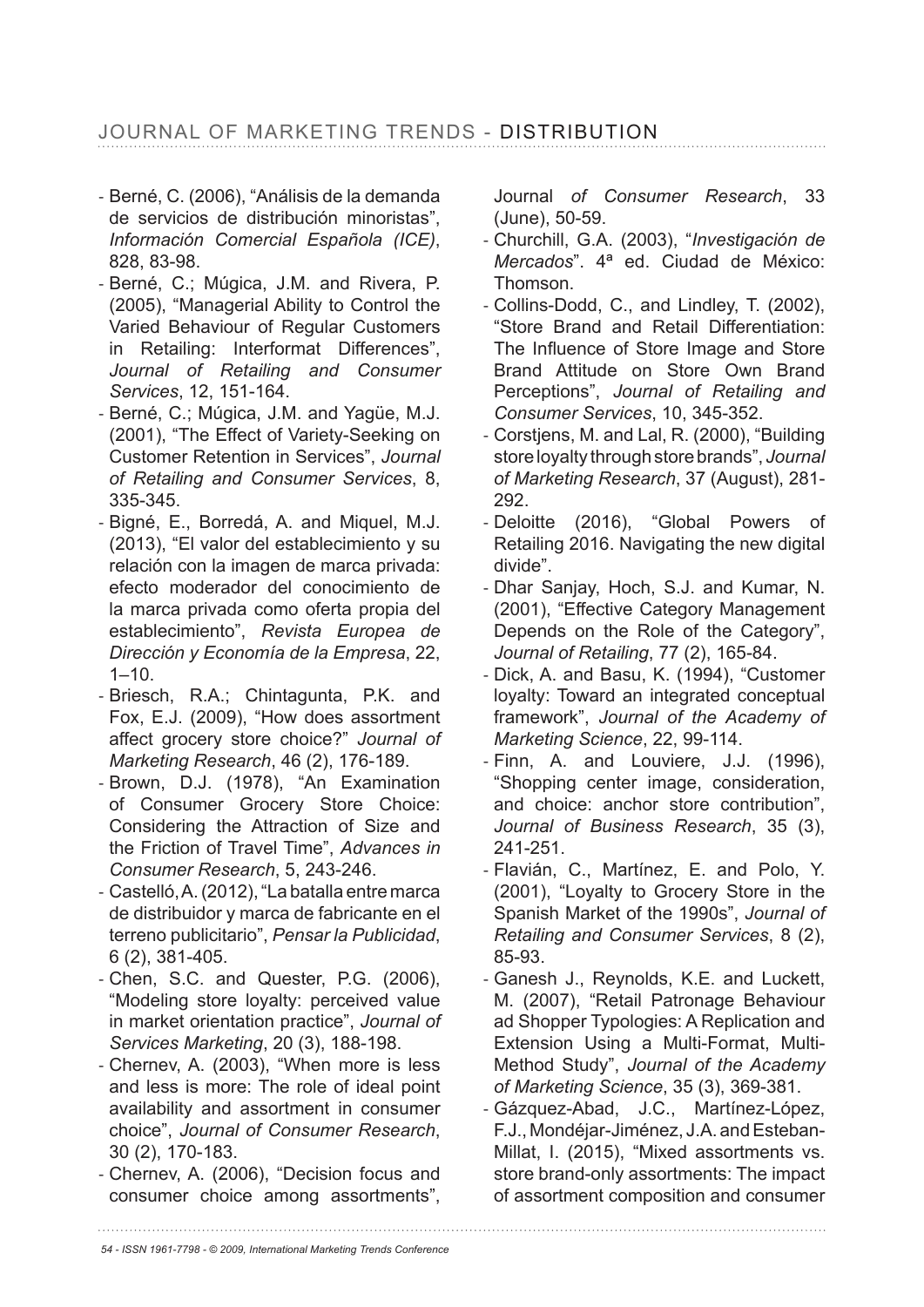- Berné, C. (2006), "Análisis de la demanda de servicios de distribución minoristas", *Información Comercial Española (ICE)*, 828, 83-98.
- Berné, C.; Múgica, J.M. and Rivera, P. (2005), "Managerial Ability to Control the Varied Behaviour of Regular Customers in Retailing: Interformat Differences", *Journal of Retailing and Consumer Services*, 12, 151-164.
- Berné, C.; Múgica, J.M. and Yagüe, M.J. (2001), "The Effect of Variety-Seeking on Customer Retention in Services", *Journal of Retailing and Consumer Services*, 8, 335-345.
- Bigné, E., Borredá, A. and Miquel, M.J. (2013), "El valor del establecimiento y su relación con la imagen de marca privada: efecto moderador del conocimiento de la marca privada como oferta propia del establecimiento", *Revista Europea de Dirección y Economía de la Empresa*, 22, 1–10.
- Briesch, R.A.; Chintagunta, P.K. and Fox, E.J. (2009), "How does assortment affect grocery store choice?" *Journal of Marketing Research*, 46 (2), 176-189.
- Brown, D.J. (1978), "An Examination of Consumer Grocery Store Choice: Considering the Attraction of Size and the Friction of Travel Time", *Advances in Consumer Research*, 5, 243-246.
- Castelló, A. (2012), "La batalla entre marca de distribuidor y marca de fabricante en el terreno publicitario", *Pensar la Publicidad*, 6 (2), 381-405.
- Chen, S.C. and Quester, P.G. (2006), "Modeling store loyalty: perceived value in market orientation practice", *Journal of Services Marketing*, 20 (3), 188-198.
- Chernev, A. (2003), "When more is less and less is more: The role of ideal point availability and assortment in consumer choice", *Journal of Consumer Research*, 30 (2), 170-183.
- Chernev, A. (2006), "Decision focus and consumer choice among assortments", Journal *of Consumer Research*, 33 (June), 50-59.
- Churchill, G.A. (2003), "*Investigación de Mercados*". 4ª ed. Ciudad de México: Thomson.
- Collins-Dodd, C., and Lindley, T. (2002), "Store Brand and Retail Differentiation: The Influence of Store Image and Store Brand Attitude on Store Own Brand Perceptions", *Journal of Retailing and Consumer Services*, 10, 345-352.
- Corstjens, M. and Lal, R. (2000), "Building store loyalty through store brands", *Journal of Marketing Research*, 37 (August), 281-292.
- Deloitte (2016), "Global Powers of Retailing 2016. Navigating the new digital divide".
- Dhar Sanjay, Hoch, S.J. and Kumar, N. (2001), "Effective Category Management Depends on the Role of the Category", *Journal of Retailing*, 77 (2), 165-84.
- Dick, A. and Basu, K. (1994), "Customer loyalty: Toward an integrated conceptual framework", *Journal of the Academy of Marketing Science*, 22, 99-114.
- Finn, A. and Louviere, J.J. (1996), "Shopping center image, consideration, and choice: anchor store contribution", *Journal of Business Research*, 35 (3), 241-251.
- Flavián, C., Martínez, E. and Polo, Y. (2001), "Loyalty to Grocery Store in the Spanish Market of the 1990s", *Journal of Retailing and Consumer Services*, 8 (2), 85-93.
- Ganesh J., Reynolds, K.E. and Luckett, M. (2007), "Retail Patronage Behaviour ad Shopper Typologies: A Replication and Extension Using a Multi-Format, Multi-Method Study", *Journal of the Academy of Marketing Science*, 35 (3), 369-381.
- Gázquez-Abad, J.C., Martínez-López, F.J., Mondéjar-Jiménez, J.A. and Esteban-Millat, I. (2015), "Mixed assortments vs. store brand-only assortments: The impact of assortment composition and consumer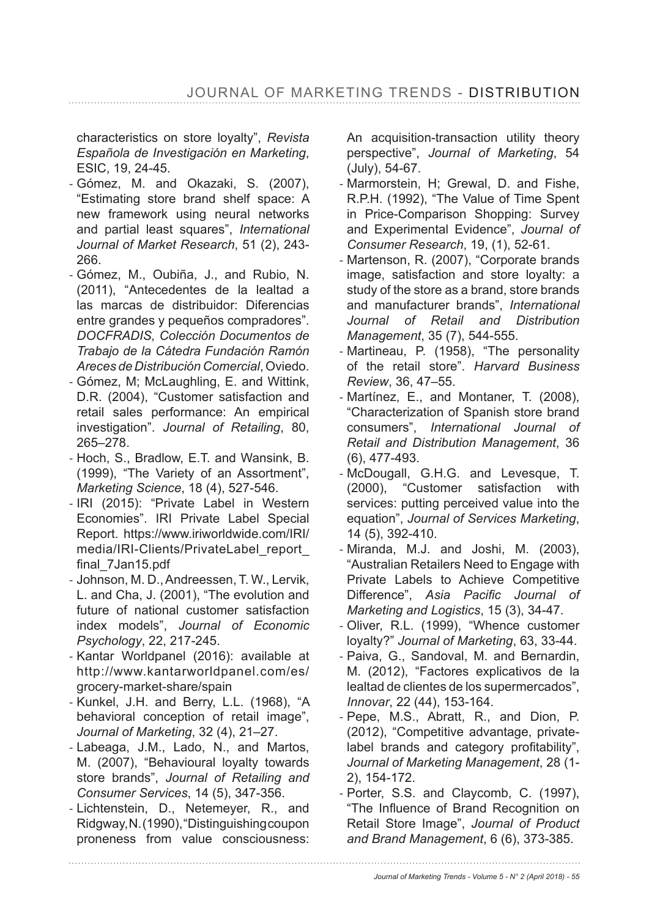characteristics on store loyalty", *Revista Española de Investigación en Marketing*, ESIC, 19, 24-45.

- Gómez, M. and Okazaki, S. (2007), "Estimating store brand shelf space: A new framework using neural networks and partial least squares", *International Journal of Market Research*, 51 (2), 243-266.
- Gómez, M., Oubiña, J., and Rubio, N. (2011), "Antecedentes de la lealtad a las marcas de distribuidor: Diferencias entre grandes y pequeños compradores". *DOCFRADIS, Colección Documentos de Trabajo de la Cátedra Fundación Ramón Areces de Distribución Comercial*, Oviedo.
- Gómez, M; McLaughling, E. and Wittink, D.R. (2004), "Customer satisfaction and retail sales performance: An empirical investigation". *Journal of Retailing*, 80, 265–278.
- Hoch, S., Bradlow, E.T. and Wansink, B. (1999), "The Variety of an Assortment", *Marketing Science*, 18 (4), 527-546.
- IRI (2015): "Private Label in Western Economies". IRI Private Label Special Report. https://www.iriworldwide.com/IRI/media/IRI-Clients/PrivateLabel_report_final_7Jan15.pdf
- Johnson, M. D., Andreessen, T. W., Lervik, L. and Cha, J. (2001), "The evolution and future of national customer satisfaction index models", *Journal of Economic Psychology*, 22, 217-245.
- Kantar Worldpanel (2016): available at http://www.kantarworldpanel.com/es/grocery-market-share/spain
- Kunkel, J.H. and Berry, L.L. (1968), "A behavioral conception of retail image", *Journal of Marketing*, 32 (4), 21–27.
- Labeaga, J.M., Lado, N., and Martos, M. (2007), "Behavioural loyalty towards store brands", *Journal of Retailing and Consumer Services*, 14 (5), 347-356.
- Lichtenstein, D., Netemeyer, R., and Ridgway, N. (1990), "Distinguishing coupon proneness from value consciousness: An acquisition-transaction utility theory perspective", *Journal of Marketing*, 54 (July), 54-67.
- Marmorstein, H; Grewal, D. and Fishe, R.P.H. (1992), "The Value of Time Spent in Price-Comparison Shopping: Survey and Experimental Evidence", *Journal of Consumer Research*, 19, (1), 52-61.
- Martenson, R. (2007), "Corporate brands image, satisfaction and store loyalty: a study of the store as a brand, store brands and manufacturer brands", *International Journal of Retail and Distribution Management*, 35 (7), 544-555.
- Martineau, P. (1958), "The personality of the retail store". *Harvard Business Review*, 36, 47–55.
- Martínez, E., and Montaner, T. (2008), "Characterization of Spanish store brand consumers", *International Journal of Retail and Distribution Management*, 36 (6), 477-493.
- McDougall, G.H.G. and Levesque, T. (2000), "Customer satisfaction with services: putting perceived value into the equation", *Journal of Services Marketing*, 14 (5), 392-410.
- Miranda, M.J. and Joshi, M. (2003), "Australian Retailers Need to Engage with Private Labels to Achieve Competitive Difference", *Asia Pacific Journal of Marketing and Logistics*, 15 (3), 34-47.
- Oliver, R.L. (1999), "Whence customer loyalty?" *Journal of Marketing*, 63, 33-44.
- Paiva, G., Sandoval, M. and Bernardin, M. (2012), "Factores explicativos de la lealtad de clientes de los supermercados", *Innovar*, 22 (44), 153-164.
- Pepe, M.S., Abratt, R., and Dion, P. (2012), "Competitive advantage, private-label brands and category profitability", *Journal of Marketing Management*, 28 (1-2), 154-172.
- Porter, S.S. and Claycomb, C. (1997), "The Influence of Brand Recognition on Retail Store Image", *Journal of Product and Brand Management*, 6 (6), 373-385.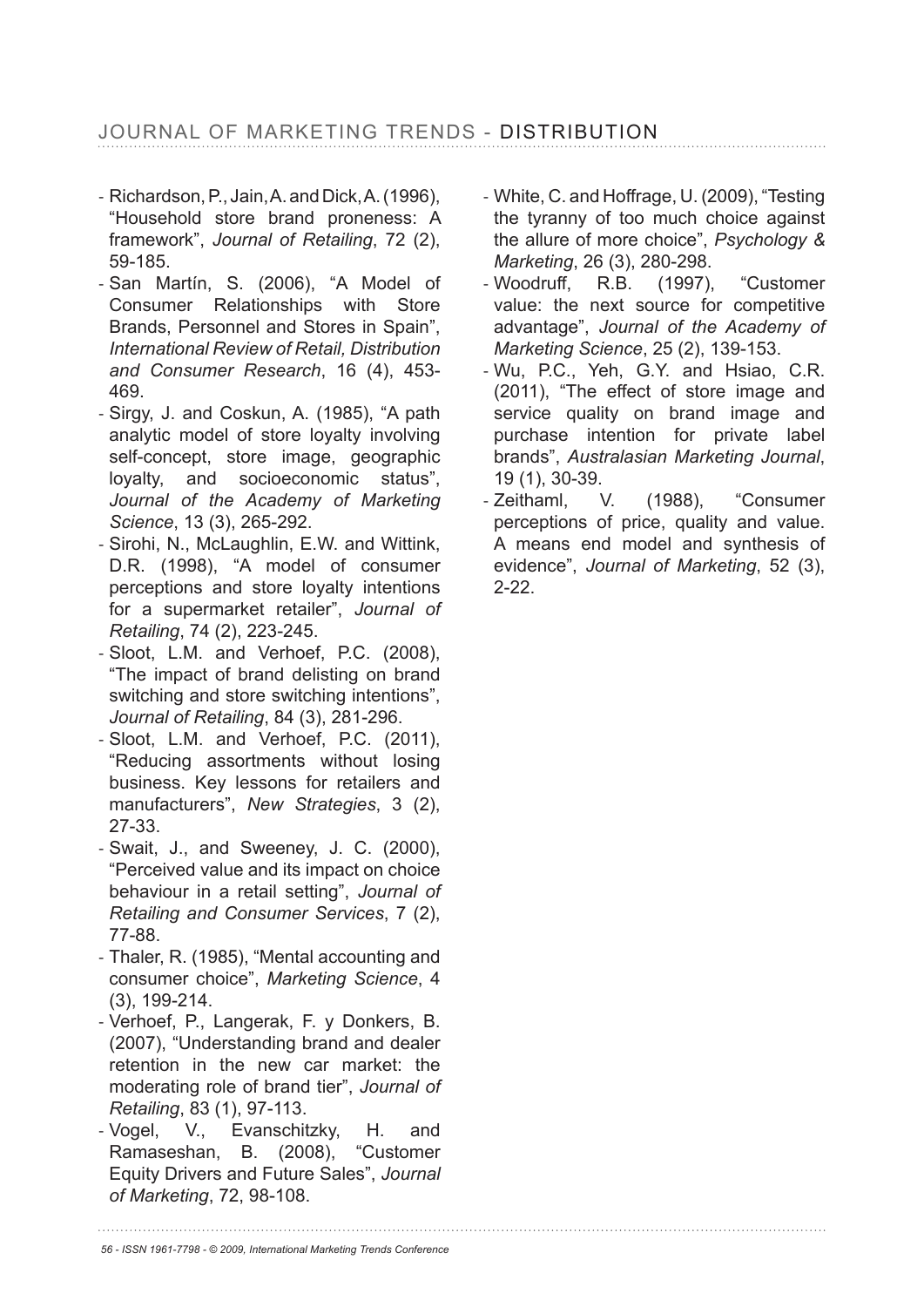- Richardson, P., Jain, A. and Dick, A. (1996), "Household store brand proneness: A framework", *Journal of Retailing*, 72 (2), 59-185.
- San Martín, S. (2006), "A Model of Consumer Relationships with Store Brands, Personnel and Stores in Spain", *International Review of Retail, Distribution and Consumer Research*, 16 (4), 453-469.
- Sirgy, J. and Coskun, A. (1985), "A path analytic model of store loyalty involving self-concept, store image, geographic loyalty, and socioeconomic status", *Journal of the Academy of Marketing Science*, 13 (3), 265-292.
- Sirohi, N., McLaughlin, E.W. and Wittink, D.R. (1998), "A model of consumer perceptions and store loyalty intentions for a supermarket retailer", *Journal of Retailing*, 74 (2), 223-245.
- Sloot, L.M. and Verhoef, P.C. (2008), "The impact of brand delisting on brand switching and store switching intentions", *Journal of Retailing*, 84 (3), 281-296.
- Sloot, L.M. and Verhoef, P.C. (2011), "Reducing assortments without losing business. Key lessons for retailers and manufacturers", *New Strategies*, 3 (2), 27-33.
- Swait, J., and Sweeney, J. C. (2000), "Perceived value and its impact on choice behaviour in a retail setting", *Journal of Retailing and Consumer Services*, 7 (2), 77-88.
- Thaler, R. (1985), "Mental accounting and consumer choice", *Marketing Science*, 4 (3), 199-214.
- Verhoef, P., Langerak, F. y Donkers, B. (2007), "Understanding brand and dealer retention in the new car market: the moderating role of brand tier", *Journal of Retailing*, 83 (1), 97-113.
- Vogel, V., Evanschitzky, H. and Ramaseshan, B. (2008), "Customer Equity Drivers and Future Sales", *Journal of Marketing*, 72, 98-108.
- White, C. and Hoffrage, U. (2009), "Testing the tyranny of too much choice against the allure of more choice", *Psychology & Marketing*, 26 (3), 280-298.
- Woodruff, R.B. (1997), "Customer value: the next source for competitive advantage", *Journal of the Academy of Marketing Science*, 25 (2), 139-153.
- Wu, P.C., Yeh, G.Y. and Hsiao, C.R. (2011), "The effect of store image and service quality on brand image and purchase intention for private label brands", *Australasian Marketing Journal*, 19 (1), 30-39.
- Zeithaml, V. (1988), "Consumer perceptions of price, quality and value. A means end model and synthesis of evidence", *Journal of Marketing*, 52 (3), 2-22.